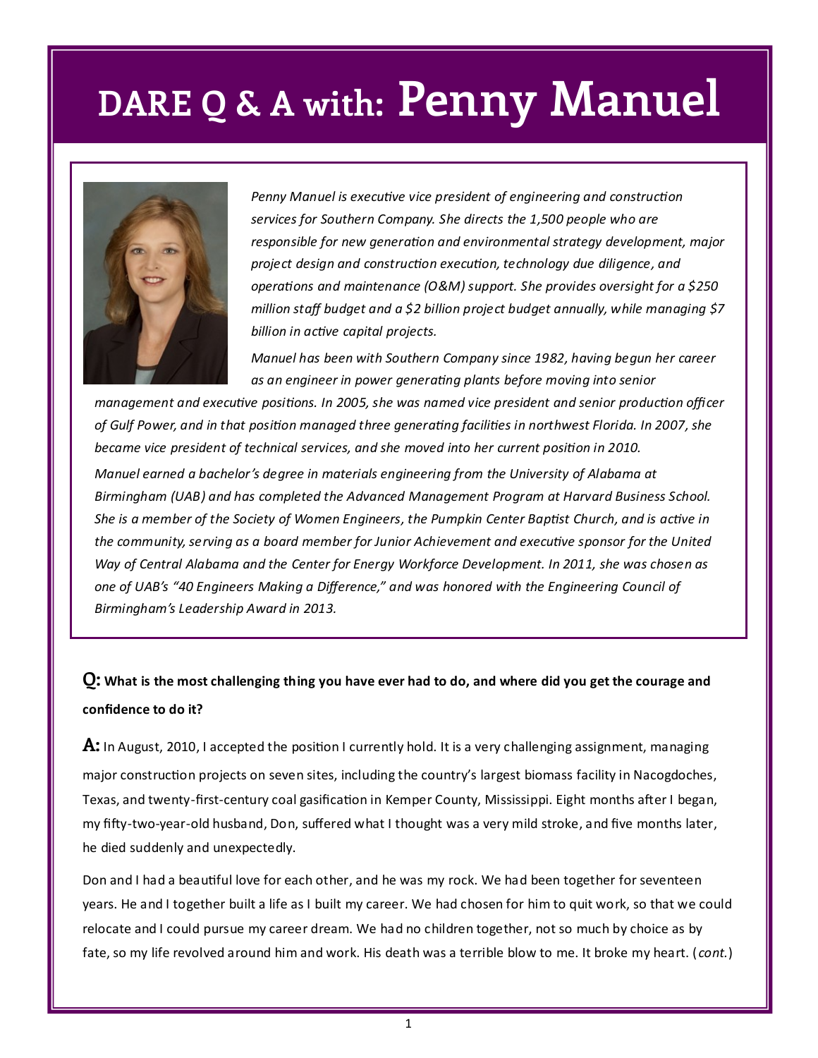# DARE Q & A with: Penny Manuel

*Penny Manuel is executive vice president of engineering and construction services for Southern Company. She directs the 1,500 people who are responsible for new generation and environmental strategy development, major project design and construction execution, technology due diligence, and operations and maintenance (O&M) support. She provides oversight for a $250 million staff budget and a $2 billion project budget annually, while managing $7 billion in active capital projects.*

*Manuel has been with Southern Company since 1982, having begun her career as an engineer in power generating plants before moving into senior management and executive positions. In 2005, she was named vice president and senior production officer of Gulf Power, and in that position managed three generating facilities in northwest Florida. In 2007, she became vice president of technical services, and she moved into her current position in 2010.*

*Manuel earned a bachelor's degree in materials engineering from the University of Alabama at Birmingham (UAB) and has completed the Advanced Management Program at Harvard Business School. She is a member of the Society of Women Engineers, the Pumpkin Center Baptist Church, and is active in the community, serving as a board member for Junior Achievement and executive sponsor for the United Way of Central Alabama and the Center for Energy Workforce Development. In 2011, she was chosen as one of UAB's "40 Engineers Making a Difference," and was honored with the Engineering Council of Birmingham's Leadership Award in 2013.*

**Q: What is the most challenging thing you have ever had to do, and where did you get the courage and confidence to do it?**

**A:** In August, 2010, I accepted the position I currently hold. It is a very challenging assignment, managing major construction projects on seven sites, including the country's largest biomass facility in Nacogdoches, Texas, and twenty-first-century coal gasification in Kemper County, Mississippi. Eight months after I began, my fifty-two-year-old husband, Don, suffered what I thought was a very mild stroke, and five months later, he died suddenly and unexpectedly.

Don and I had a beautiful love for each other, and he was my rock. We had been together for seventeen years. He and I together built a life as I built my career. We had chosen for him to quit work, so that we could relocate and I could pursue my career dream. We had no children together, not so much by choice as by fate, so my life revolved around him and work. His death was a terrible blow to me. It broke my heart. (*cont.*)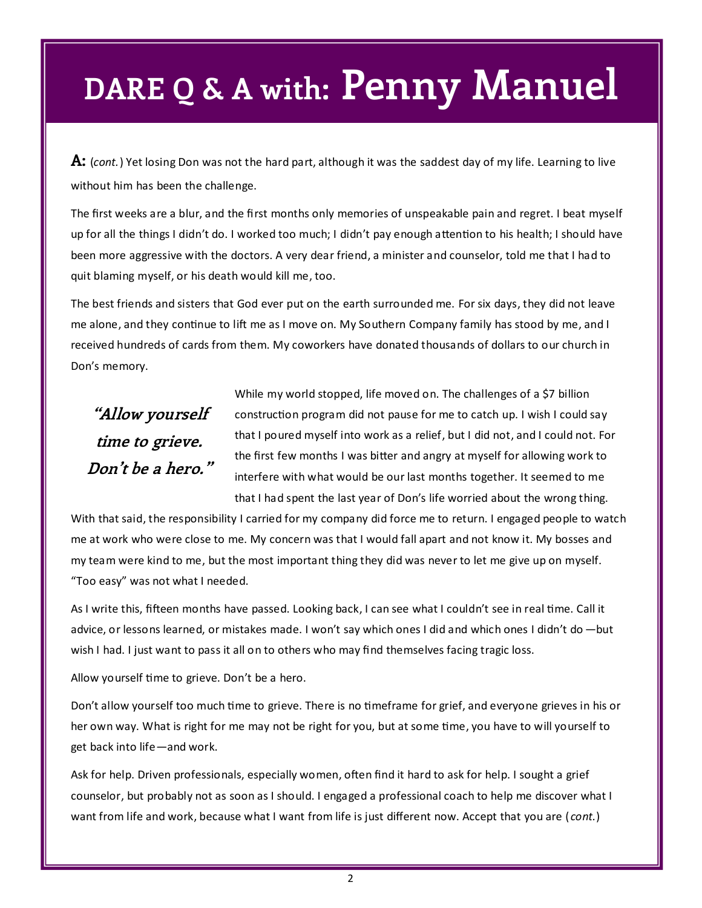# DARE Q & A with: Penny Manuel

**A:** (*cont.*) Yet losing Don was not the hard part, although it was the saddest day of my life. Learning to live without him has been the challenge.

The first weeks are a blur, and the first months only memories of unspeakable pain and regret. I beat myself up for all the things I didn't do. I worked too much; I didn't pay enough attention to his health; I should have been more aggressive with the doctors. A very dear friend, a minister and counselor, told me that I had to quit blaming myself, or his death would kill me, too.

The best friends and sisters that God ever put on the earth surrounded me. For six days, they did not leave me alone, and they continue to lift me as I move on. My Southern Company family has stood by me, and I received hundreds of cards from them. My coworkers have donated thousands of dollars to our church in Don's memory.

> ***"Allow yourself time to grieve. Don't be a hero."***

While my world stopped, life moved on. The challenges of a $7 billion construction program did not pause for me to catch up. I wish I could say that I poured myself into work as a relief, but I did not, and I could not. For the first few months I was bitter and angry at myself for allowing work to interfere with what would be our last months together. It seemed to me that I had spent the last year of Don's life worried about the wrong thing. With that said, the responsibility I carried for my company did force me to return. I engaged people to watch me at work who were close to me. My concern was that I would fall apart and not know it. My bosses and my team were kind to me, but the most important thing they did was never to let me give up on myself. "Too easy" was not what I needed.

As I write this, fifteen months have passed. Looking back, I can see what I couldn't see in real time. Call it advice, or lessons learned, or mistakes made. I won't say which ones I did and which ones I didn't do—but wish I had. I just want to pass it all on to others who may find themselves facing tragic loss.

Allow yourself time to grieve. Don't be a hero.

Don't allow yourself too much time to grieve. There is no timeframe for grief, and everyone grieves in his or her own way. What is right for me may not be right for you, but at some time, you have to will yourself to get back into life—and work.

Ask for help. Driven professionals, especially women, often find it hard to ask for help. I sought a grief counselor, but probably not as soon as I should. I engaged a professional coach to help me discover what I want from life and work, because what I want from life is just different now. Accept that you are (*cont.*)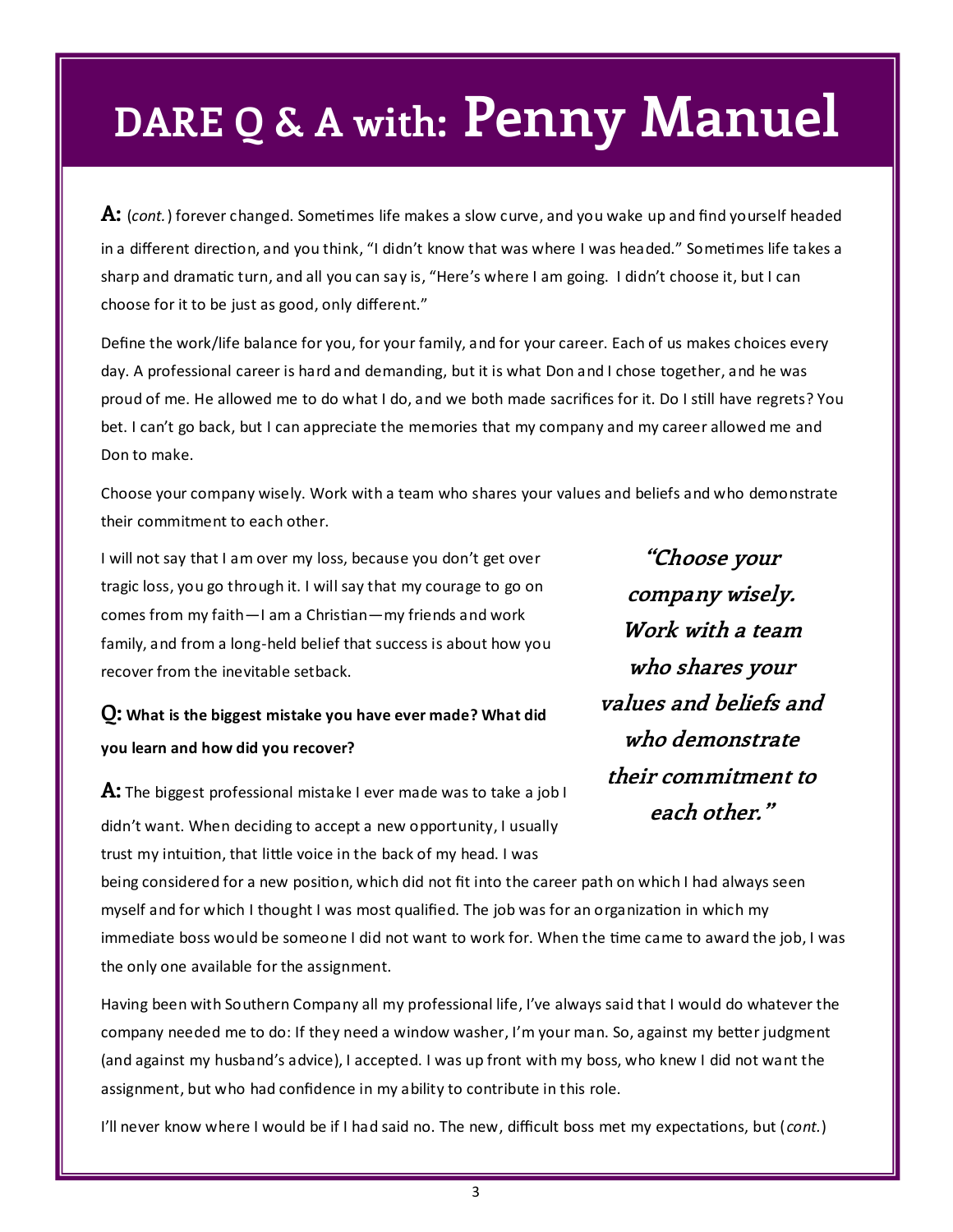# DARE Q & A with: Penny Manuel

**A:** (*cont.*) forever changed. Sometimes life makes a slow curve, and you wake up and find yourself headed in a different direction, and you think, "I didn't know that was where I was headed." Sometimes life takes a sharp and dramatic turn, and all you can say is, "Here's where I am going. I didn't choose it, but I can choose for it to be just as good, only different."

Define the work/life balance for you, for your family, and for your career. Each of us makes choices every day. A professional career is hard and demanding, but it is what Don and I chose together, and he was proud of me. He allowed me to do what I do, and we both made sacrifices for it. Do I still have regrets? You bet. I can't go back, but I can appreciate the memories that my company and my career allowed me and Don to make.

Choose your company wisely. Work with a team who shares your values and beliefs and who demonstrate their commitment to each other.

I will not say that I am over my loss, because you don't get over tragic loss, you go through it. I will say that my courage to go on comes from my faith—I am a Christian—my friends and work family, and from a long-held belief that success is about how you recover from the inevitable setback.

> ***"Choose your company wisely. Work with a team who shares your values and beliefs and who demonstrate their commitment to each other."***

**Q: What is the biggest mistake you have ever made? What did you learn and how did you recover?**

**A:** The biggest professional mistake I ever made was to take a job I didn't want. When deciding to accept a new opportunity, I usually trust my intuition, that little voice in the back of my head. I was being considered for a new position, which did not fit into the career path on which I had always seen myself and for which I thought I was most qualified. The job was for an organization in which my immediate boss would be someone I did not want to work for. When the time came to award the job, I was the only one available for the assignment.

Having been with Southern Company all my professional life, I've always said that I would do whatever the company needed me to do: If they need a window washer, I'm your man. So, against my better judgment (and against my husband's advice), I accepted. I was up front with my boss, who knew I did not want the assignment, but who had confidence in my ability to contribute in this role.

I'll never know where I would be if I had said no. The new, difficult boss met my expectations, but (*cont.*)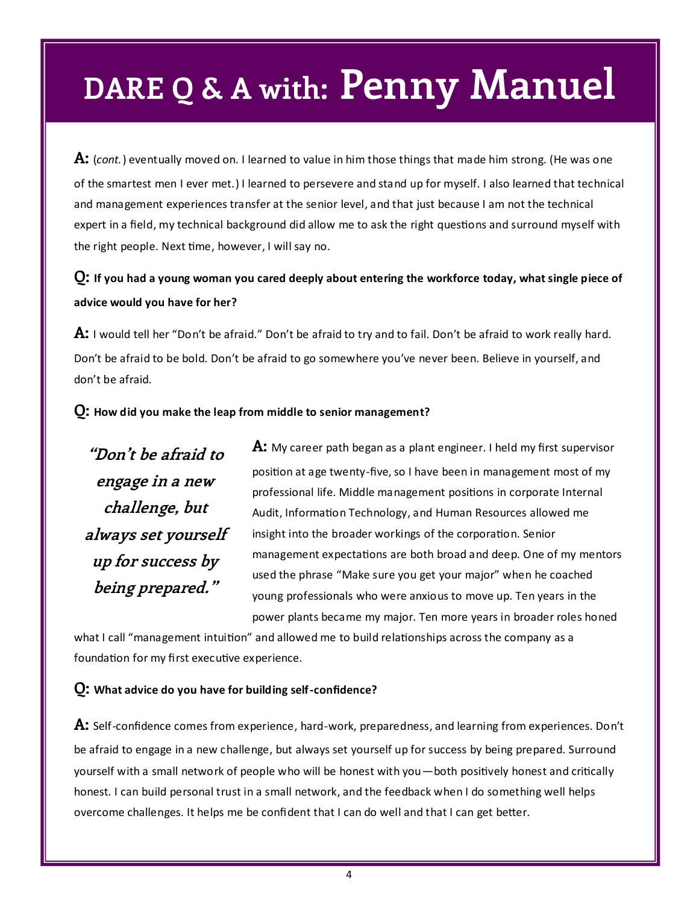# DARE Q & A with: Penny Manuel

**A:** (*cont.*) eventually moved on. I learned to value in him those things that made him strong. (He was one of the smartest men I ever met.) I learned to persevere and stand up for myself. I also learned that technical and management experiences transfer at the senior level, and that just because I am not the technical expert in a field, my technical background did allow me to ask the right questions and surround myself with the right people. Next time, however, I will say no.

**Q: If you had a young woman you cared deeply about entering the workforce today, what single piece of advice would you have for her?**

**A:** I would tell her "Don't be afraid." Don't be afraid to try and to fail. Don't be afraid to work really hard. Don't be afraid to be bold. Don't be afraid to go somewhere you've never been. Believe in yourself, and don't be afraid.

**Q: How did you make the leap from middle to senior management?**

**A:** My career path began as a plant engineer. I held my first supervisor position at age twenty-five, so I have been in management most of my professional life. Middle management positions in corporate Internal Audit, Information Technology, and Human Resources allowed me insight into the broader workings of the corporation. Senior management expectations are both broad and deep. One of my mentors used the phrase "Make sure you get your major" when he coached young professionals who were anxious to move up. Ten years in the power plants became my major. Ten more years in broader roles honed what I call "management intuition" and allowed me to build relationships across the company as a foundation for my first executive experience.

> ***"Don't be afraid to engage in a new challenge, but always set yourself up for success by being prepared."***

**Q: What advice do you have for building self-confidence?**

**A:** Self-confidence comes from experience, hard-work, preparedness, and learning from experiences. Don't be afraid to engage in a new challenge, but always set yourself up for success by being prepared. Surround yourself with a small network of people who will be honest with you—both positively honest and critically honest. I can build personal trust in a small network, and the feedback when I do something well helps overcome challenges. It helps me be confident that I can do well and that I can get better.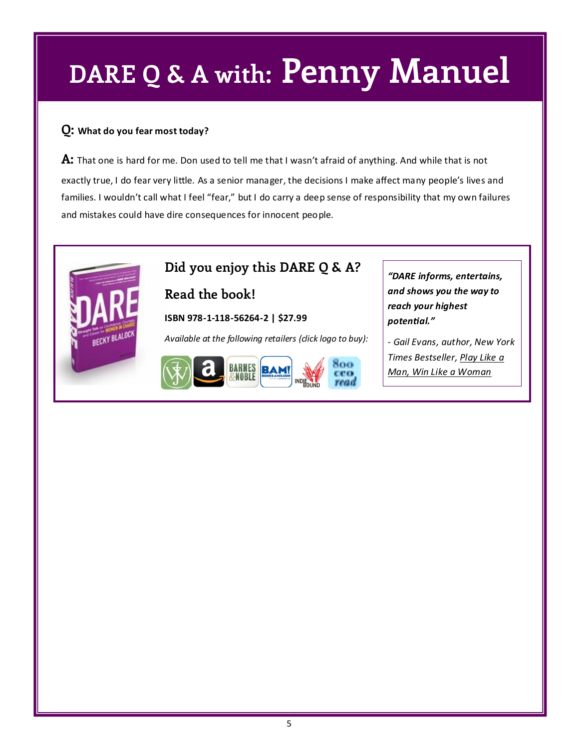# DARE Q & A with: Penny Manuel

**Q: What do you fear most today?**

**A:** That one is hard for me. Don used to tell me that I wasn't afraid of anything. And while that is not exactly true, I do fear very little. As a senior manager, the decisions I make affect many people's lives and families. I wouldn't call what I feel "fear," but I do carry a deep sense of responsibility that my own failures and mistakes could have dire consequences for innocent people.

## Did you enjoy this DARE Q & A?

## Read the book!

**ISBN 978-1-118-56264-2 | $27.99**

*Available at the following retailers (click logo to buy):*

***"DARE informs, entertains, and shows you the way to reach your highest potential."***

*- Gail Evans, author, New York Times Bestseller, Play Like a Man, Win Like a Woman*